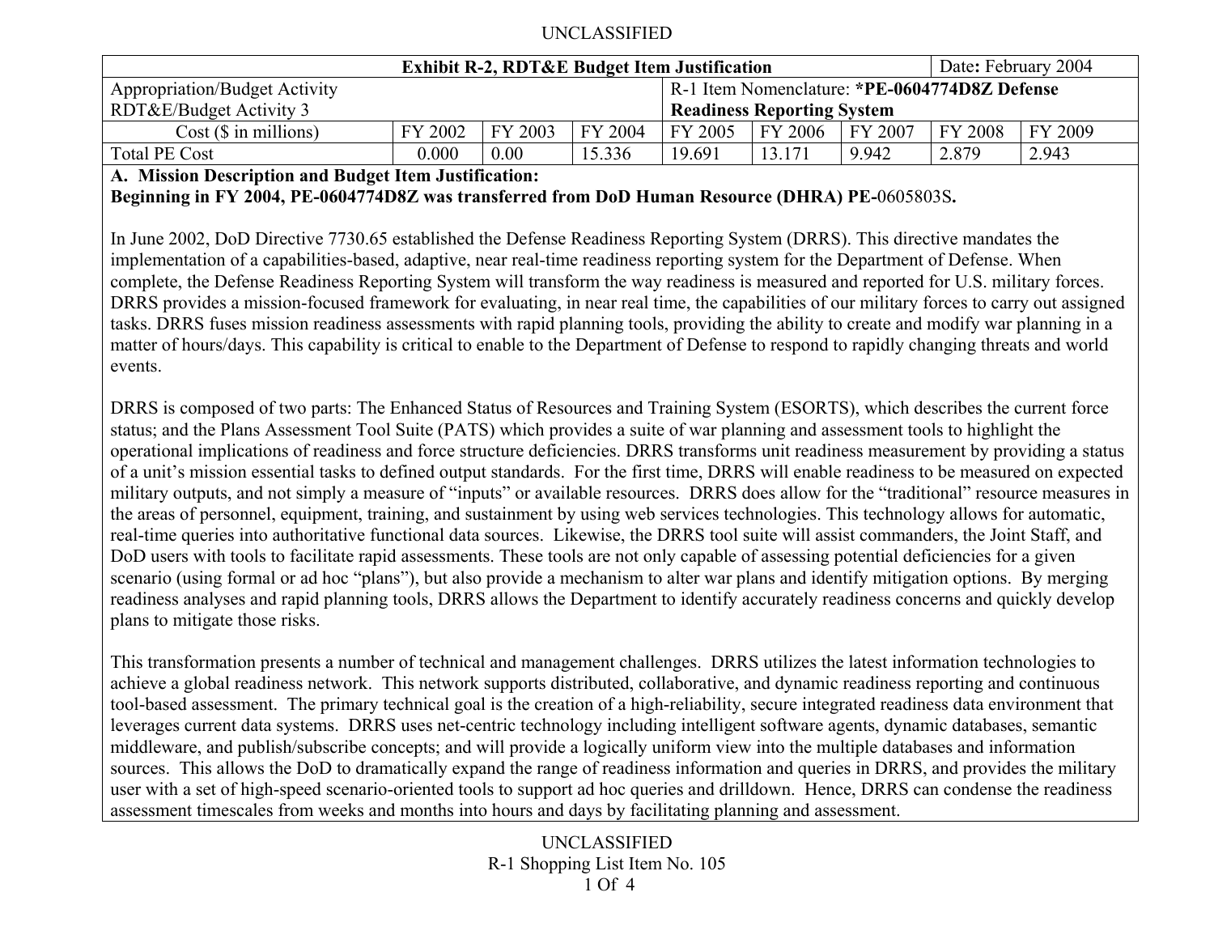| Exhibit R-2, RDT&E Budget Item Justification | | | | | | | Date: February 2004 | |
|---|---|---|---|---|---|---|---|---|
| Appropriation/Budget Activity<br>RDT&E/Budget Activity 3 | | | | R-1 Item Nomenclature: ***PE-0604774D8Z Defense Readiness Reporting System** | | | | |
| Cost ($ in millions) | FY 2002 | FY 2003 | FY 2004 | FY 2005 | FY 2006 | FY 2007 | FY 2008 | FY 2009 |
| Total PE Cost | 0.000 | 0.00 | 15.336 | 19.691 | 13.171 | 9.942 | 2.879 | 2.943 |

**A. Mission Description and Budget Item Justification:**

**Beginning in FY 2004, PE-0604774D8Z was transferred from DoD Human Resource (DHRA) PE-**0605803S**.**

In June 2002, DoD Directive 7730.65 established the Defense Readiness Reporting System (DRRS). This directive mandates the implementation of a capabilities-based, adaptive, near real-time readiness reporting system for the Department of Defense. When complete, the Defense Readiness Reporting System will transform the way readiness is measured and reported for U.S. military forces. DRRS provides a mission-focused framework for evaluating, in near real time, the capabilities of our military forces to carry out assigned tasks. DRRS fuses mission readiness assessments with rapid planning tools, providing the ability to create and modify war planning in a matter of hours/days. This capability is critical to enable to the Department of Defense to respond to rapidly changing threats and world events.

DRRS is composed of two parts: The Enhanced Status of Resources and Training System (ESORTS), which describes the current force status; and the Plans Assessment Tool Suite (PATS) which provides a suite of war planning and assessment tools to highlight the operational implications of readiness and force structure deficiencies. DRRS transforms unit readiness measurement by providing a status of a unit's mission essential tasks to defined output standards. For the first time, DRRS will enable readiness to be measured on expected military outputs, and not simply a measure of "inputs" or available resources. DRRS does allow for the "traditional" resource measures in the areas of personnel, equipment, training, and sustainment by using web services technologies. This technology allows for automatic, real-time queries into authoritative functional data sources. Likewise, the DRRS tool suite will assist commanders, the Joint Staff, and DoD users with tools to facilitate rapid assessments. These tools are not only capable of assessing potential deficiencies for a given scenario (using formal or ad hoc "plans"), but also provide a mechanism to alter war plans and identify mitigation options. By merging readiness analyses and rapid planning tools, DRRS allows the Department to identify accurately readiness concerns and quickly develop plans to mitigate those risks.

This transformation presents a number of technical and management challenges. DRRS utilizes the latest information technologies to achieve a global readiness network. This network supports distributed, collaborative, and dynamic readiness reporting and continuous tool-based assessment. The primary technical goal is the creation of a high-reliability, secure integrated readiness data environment that leverages current data systems. DRRS uses net-centric technology including intelligent software agents, dynamic databases, semantic middleware, and publish/subscribe concepts; and will provide a logically uniform view into the multiple databases and information sources. This allows the DoD to dramatically expand the range of readiness information and queries in DRRS, and provides the military user with a set of high-speed scenario-oriented tools to support ad hoc queries and drilldown. Hence, DRRS can condense the readiness assessment timescales from weeks and months into hours and days by facilitating planning and assessment.

R-1 Shopping List Item No. 105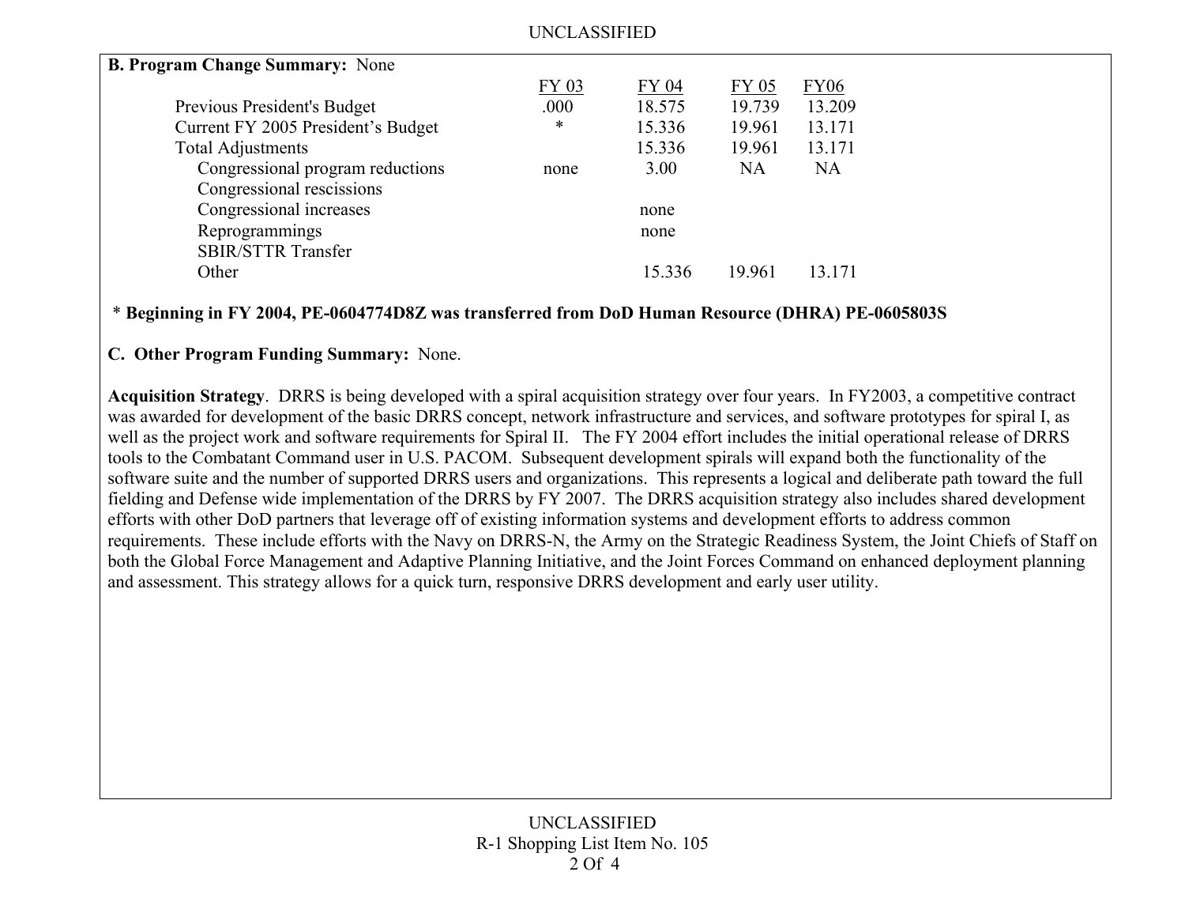**B. Program Change Summary:** None

| | FY 03 | FY 04 | FY 05 | FY06 |
|---|---|---|---|---|
| Previous President's Budget | .000 | 18.575 | 19.739 | 13.209 |
| Current FY 2005 President's Budget | * | 15.336 | 19.961 | 13.171 |
| Total Adjustments | | 15.336 | 19.961 | 13.171 |
| Congressional program reductions | none | 3.00 | NA | NA |
| Congressional rescissions | | | | |
| Congressional increases | | none | | |
| Reprogrammings | | none | | |
| SBIR/STTR Transfer | | | | |
| Other | | 15.336 | 19.961 | 13.171 |

\* **Beginning in FY 2004, PE-0604774D8Z was transferred from DoD Human Resource (DHRA) PE-0605803S**

**C. Other Program Funding Summary:** None.

**Acquisition Strategy**. DRRS is being developed with a spiral acquisition strategy over four years. In FY2003, a competitive contract was awarded for development of the basic DRRS concept, network infrastructure and services, and software prototypes for spiral I, as well as the project work and software requirements for Spiral II. The FY 2004 effort includes the initial operational release of DRRS tools to the Combatant Command user in U.S. PACOM. Subsequent development spirals will expand both the functionality of the software suite and the number of supported DRRS users and organizations. This represents a logical and deliberate path toward the full fielding and Defense wide implementation of the DRRS by FY 2007. The DRRS acquisition strategy also includes shared development efforts with other DoD partners that leverage off of existing information systems and development efforts to address common requirements. These include efforts with the Navy on DRRS-N, the Army on the Strategic Readiness System, the Joint Chiefs of Staff on both the Global Force Management and Adaptive Planning Initiative, and the Joint Forces Command on enhanced deployment planning and assessment. This strategy allows for a quick turn, responsive DRRS development and early user utility.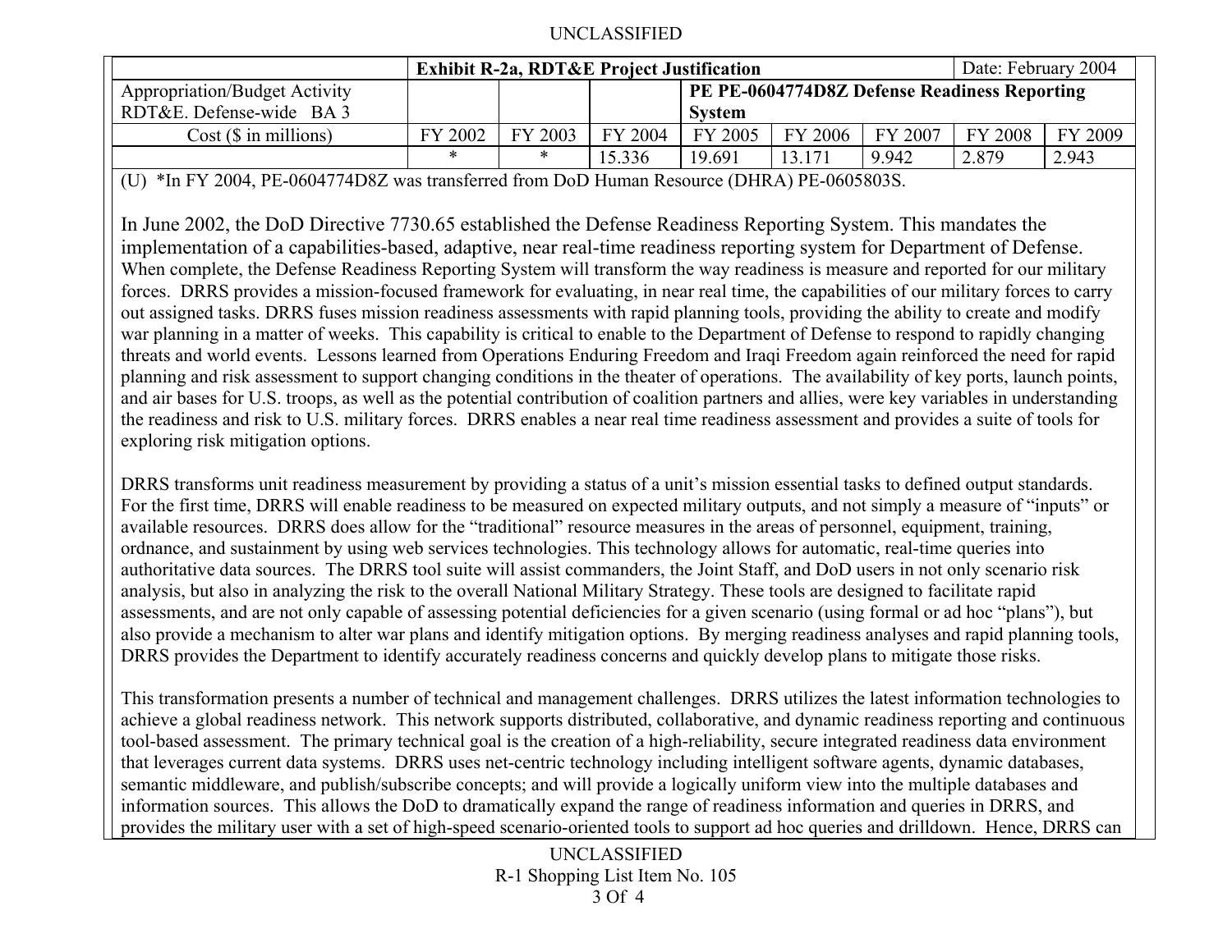| | Exhibit R-2a, RDT&E Project Justification | | | | | | Date: February 2004 | |
|---|---|---|---|---|---|---|---|---|
| Appropriation/Budget Activity RDT&E. Defense-wide BA 3 | | | | PE PE-0604774D8Z Defense Readiness Reporting System | | | | |
| Cost ($ in millions) | FY 2002 | FY 2003 | FY 2004 | FY 2005 | FY 2006 | FY 2007 | FY 2008 | FY 2009 |
| | * | * | 15.336 | 19.691 | 13.171 | 9.942 | 2.879 | 2.943 |

(U) *In FY 2004, PE-0604774D8Z was transferred from DoD Human Resource (DHRA) PE-0605803S.

In June 2002, the DoD Directive 7730.65 established the Defense Readiness Reporting System. This mandates the implementation of a capabilities-based, adaptive, near real-time readiness reporting system for Department of Defense. When complete, the Defense Readiness Reporting System will transform the way readiness is measure and reported for our military forces. DRRS provides a mission-focused framework for evaluating, in near real time, the capabilities of our military forces to carry out assigned tasks. DRRS fuses mission readiness assessments with rapid planning tools, providing the ability to create and modify war planning in a matter of weeks. This capability is critical to enable to the Department of Defense to respond to rapidly changing threats and world events. Lessons learned from Operations Enduring Freedom and Iraqi Freedom again reinforced the need for rapid planning and risk assessment to support changing conditions in the theater of operations. The availability of key ports, launch points, and air bases for U.S. troops, as well as the potential contribution of coalition partners and allies, were key variables in understanding the readiness and risk to U.S. military forces. DRRS enables a near real time readiness assessment and provides a suite of tools for exploring risk mitigation options.

DRRS transforms unit readiness measurement by providing a status of a unit's mission essential tasks to defined output standards. For the first time, DRRS will enable readiness to be measured on expected military outputs, and not simply a measure of "inputs" or available resources. DRRS does allow for the "traditional" resource measures in the areas of personnel, equipment, training, ordnance, and sustainment by using web services technologies. This technology allows for automatic, real-time queries into authoritative data sources. The DRRS tool suite will assist commanders, the Joint Staff, and DoD users in not only scenario risk analysis, but also in analyzing the risk to the overall National Military Strategy. These tools are designed to facilitate rapid assessments, and are not only capable of assessing potential deficiencies for a given scenario (using formal or ad hoc "plans"), but also provide a mechanism to alter war plans and identify mitigation options. By merging readiness analyses and rapid planning tools, DRRS provides the Department to identify accurately readiness concerns and quickly develop plans to mitigate those risks.

This transformation presents a number of technical and management challenges. DRRS utilizes the latest information technologies to achieve a global readiness network. This network supports distributed, collaborative, and dynamic readiness reporting and continuous tool-based assessment. The primary technical goal is the creation of a high-reliability, secure integrated readiness data environment that leverages current data systems. DRRS uses net-centric technology including intelligent software agents, dynamic databases, semantic middleware, and publish/subscribe concepts; and will provide a logically uniform view into the multiple databases and information sources. This allows the DoD to dramatically expand the range of readiness information and queries in DRRS, and provides the military user with a set of high-speed scenario-oriented tools to support ad hoc queries and drilldown. Hence, DRRS can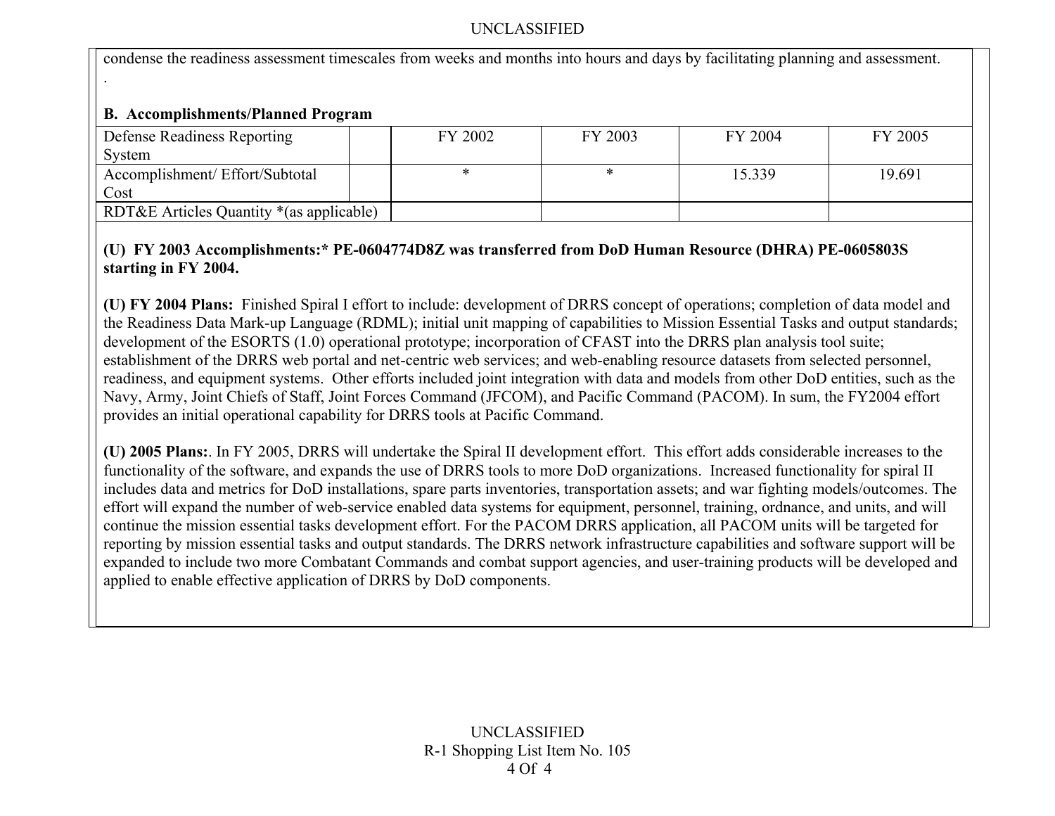condense the readiness assessment timescales from weeks and months into hours and days by facilitating planning and assessment.

.

**B. Accomplishments/Planned Program**

| Defense Readiness Reporting System | | FY 2002 | FY 2003 | FY 2004 | FY 2005 |
|---|---|---|---|---|---|
| Accomplishment/ Effort/Subtotal Cost | | * | * | 15.339 | 19.691 |
| RDT&E Articles Quantity *(as applicable) | | | | | |

**(U) FY 2003 Accomplishments:* PE-0604774D8Z was transferred from DoD Human Resource (DHRA) PE-0605803S starting in FY 2004.**

**(U) FY 2004 Plans:** Finished Spiral I effort to include: development of DRRS concept of operations; completion of data model and the Readiness Data Mark-up Language (RDML); initial unit mapping of capabilities to Mission Essential Tasks and output standards; development of the ESORTS (1.0) operational prototype; incorporation of CFAST into the DRRS plan analysis tool suite; establishment of the DRRS web portal and net-centric web services; and web-enabling resource datasets from selected personnel, readiness, and equipment systems. Other efforts included joint integration with data and models from other DoD entities, such as the Navy, Army, Joint Chiefs of Staff, Joint Forces Command (JFCOM), and Pacific Command (PACOM). In sum, the FY2004 effort provides an initial operational capability for DRRS tools at Pacific Command.

**(U) 2005 Plans:**. In FY 2005, DRRS will undertake the Spiral II development effort. This effort adds considerable increases to the functionality of the software, and expands the use of DRRS tools to more DoD organizations. Increased functionality for spiral II includes data and metrics for DoD installations, spare parts inventories, transportation assets; and war fighting models/outcomes. The effort will expand the number of web-service enabled data systems for equipment, personnel, training, ordnance, and units, and will continue the mission essential tasks development effort. For the PACOM DRRS application, all PACOM units will be targeted for reporting by mission essential tasks and output standards. The DRRS network infrastructure capabilities and software support will be expanded to include two more Combatant Commands and combat support agencies, and user-training products will be developed and applied to enable effective application of DRRS by DoD components.